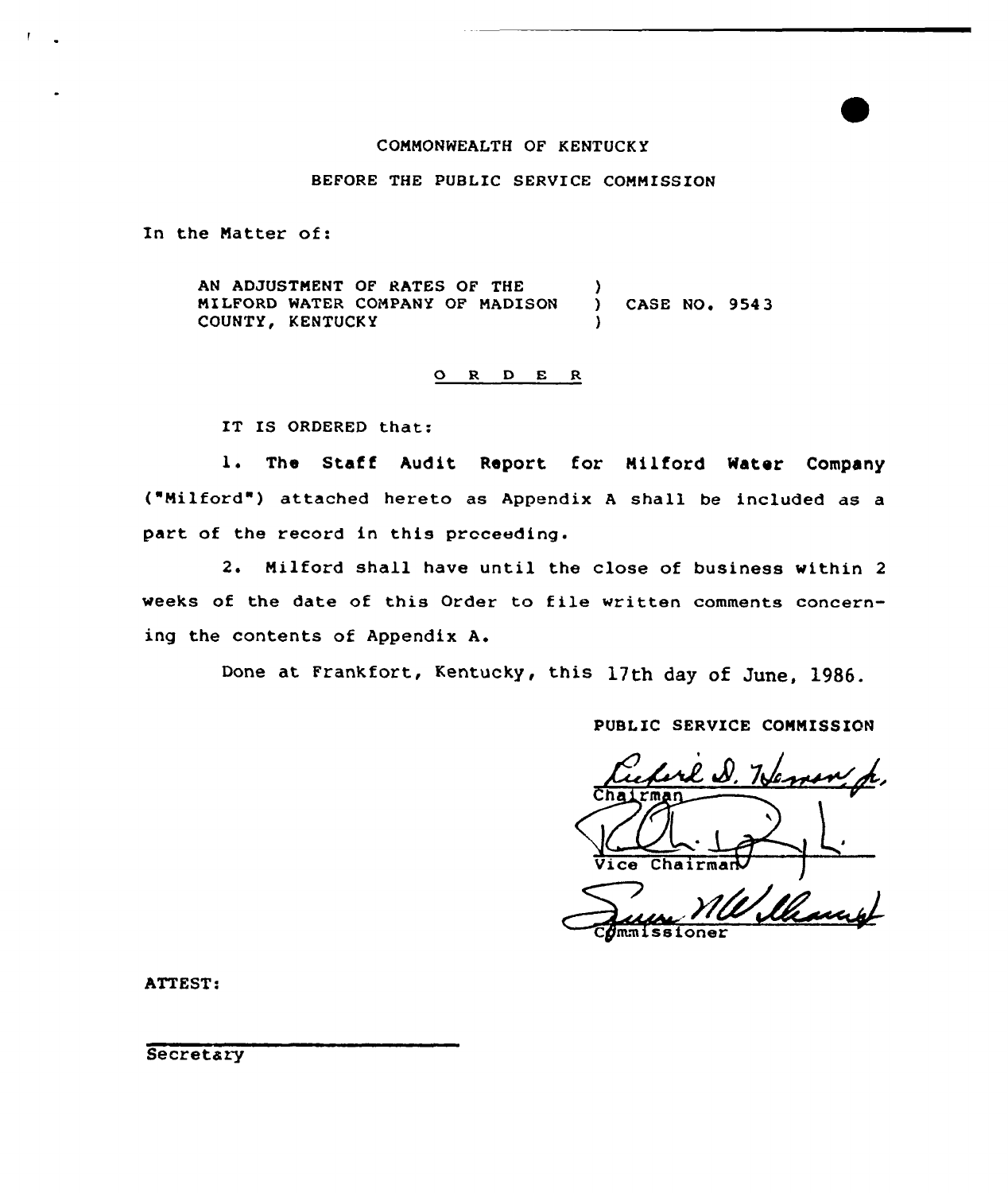COMMONWEALTH OF KENTUCKY

BEFORE THE PUBLIC SERVICE COMMISSION

In the Matter of:

| | | |
|---|---|---|
| AN ADJUSTMENT OF RATES OF THE MILFORD WATER COMPANY OF MADISON COUNTY, KENTUCKY | ) ) ) | CASE NO. 9543 |

O R D E R

IT IS ORDERED that:

1. The Staff Audit Report for Milford Water Company ("Milford") attached hereto as Appendix A shall be included as a part of the record in this proceeding.

2. Milford shall have until the close of business within 2 weeks of the date of this Order to file written comments concerning the contents of Appendix A.

Done at Frankfort, Kentucky, this 17th day of June, 1986.

PUBLIC SERVICE COMMISSION

Chairman

Vice Chairman

Commissioner

ATTEST:

Secretary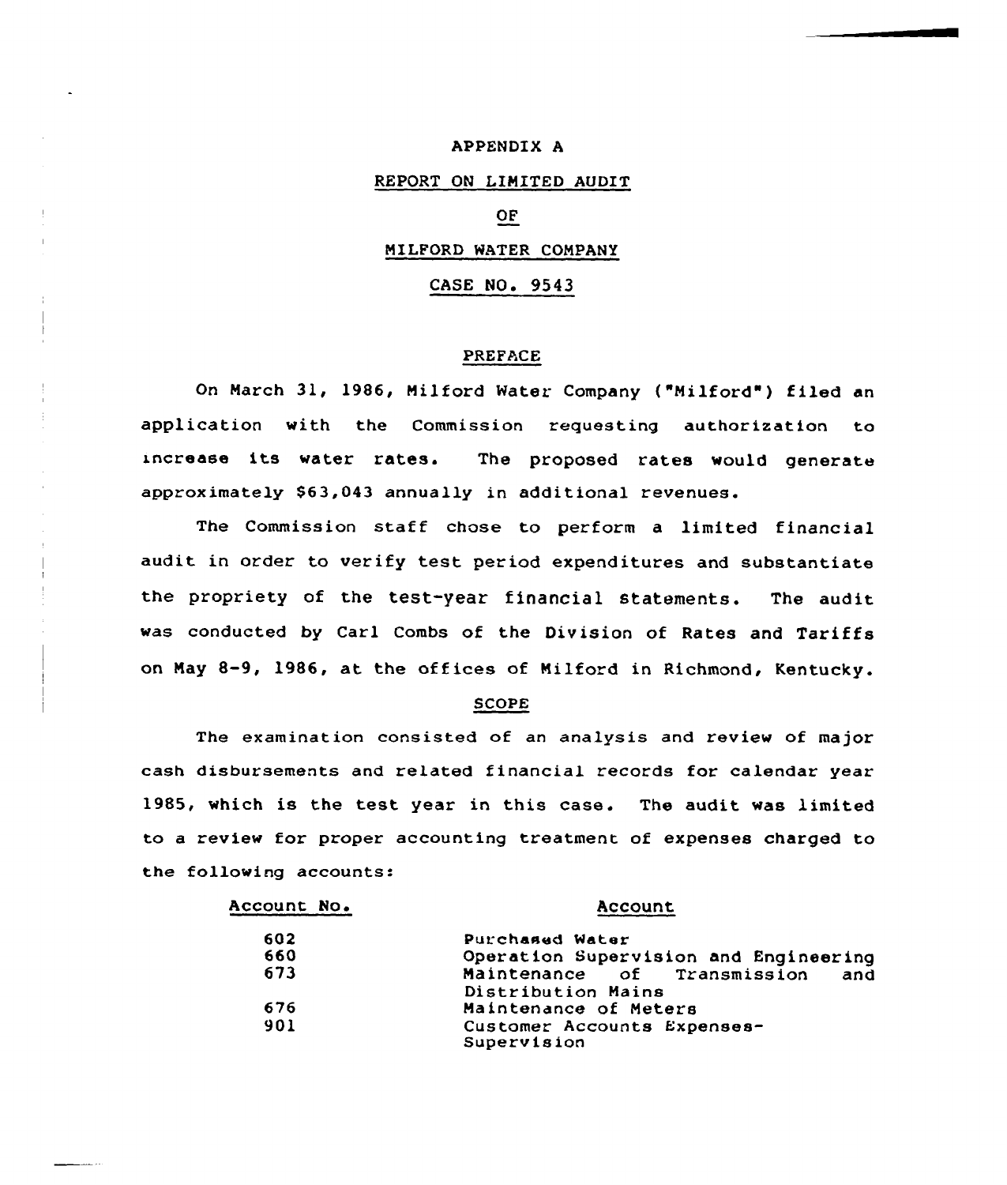# APPENDIX A

# REPORT ON LIMITED AUDIT

# OF

# MILFORD WATER COMPANY

# CASE NO. 9543

## PREFACE

On March 31, 1986, Milford Water Company ("Milford") filed an application with the Commission requesting authorization to increase its water rates. The proposed rates would generate approximately $63,043 annually in additional revenues.

The Commission staff chose to perform a limited financial audit in order to verify test period expenditures and substantiate the propriety of the test-year financial statements. The audit was conducted by Carl Combs of the Division of Rates and Tariffs on May 8-9, 1986, at the offices of Milford in Richmond, Kentucky.

## SCOPE

The examination consisted of an analysis and review of major cash disbursements and related financial records for calendar year 1985, which is the test year in this case. The audit was limited to a review for proper accounting treatment of expenses charged to the following accounts:

| Account No. | Account |
|---|---|
| 602 | Purchased Water |
| 660 | Operation Supervision and Engineering |
| 673 | Maintenance of Transmission and Distribution Mains |
| 676 | Maintenance of Meters |
| 901 | Customer Accounts Expenses-Supervision |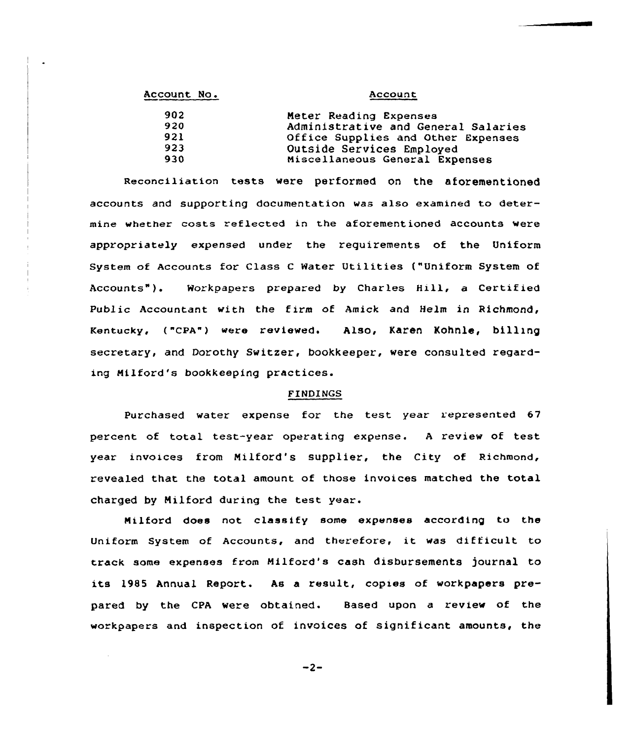| Account No. | Account |
|---|---|
| 902 | Meter Reading Expenses |
| 920 | Administrative and General Salaries |
| 921 | Office Supplies and Other Expenses |
| 923 | Outside Services Employed |
| 930 | Miscellaneous General Expenses |

Reconciliation tests were performed on the aforementioned accounts and supporting documentation was also examined to determine whether costs reflected in the aforementioned accounts were appropriately expensed under the requirements of the Uniform System of Accounts for Class C Water Utilities ("Uniform System of Accounts"). Workpapers prepared by Charles Hill, a Certified Public Accountant with the firm of Amick and Helm in Richmond, Kentucky, ("CPA") were reviewed. Also, Karen Kohnle, billing secretary, and Dorothy Switzer, bookkeeper, were consulted regarding Milford's bookkeeping practices.

## FINDINGS

Purchased water expense for the test year represented 67 percent of total test-year operating expense. A review of test year invoices from Milford's supplier, the City of Richmond, revealed that the total amount of those invoices matched the total charged by Milford during the test year.

Milford does not classify some expenses according to the Uniform System of Accounts, and therefore, it was difficult to track some expenses from Milford's cash disbursements journal to its 1985 Annual Report. As a result, copies of workpapers prepared by the CPA were obtained. Based upon a review of the workpapers and inspection of invoices of significant amounts, the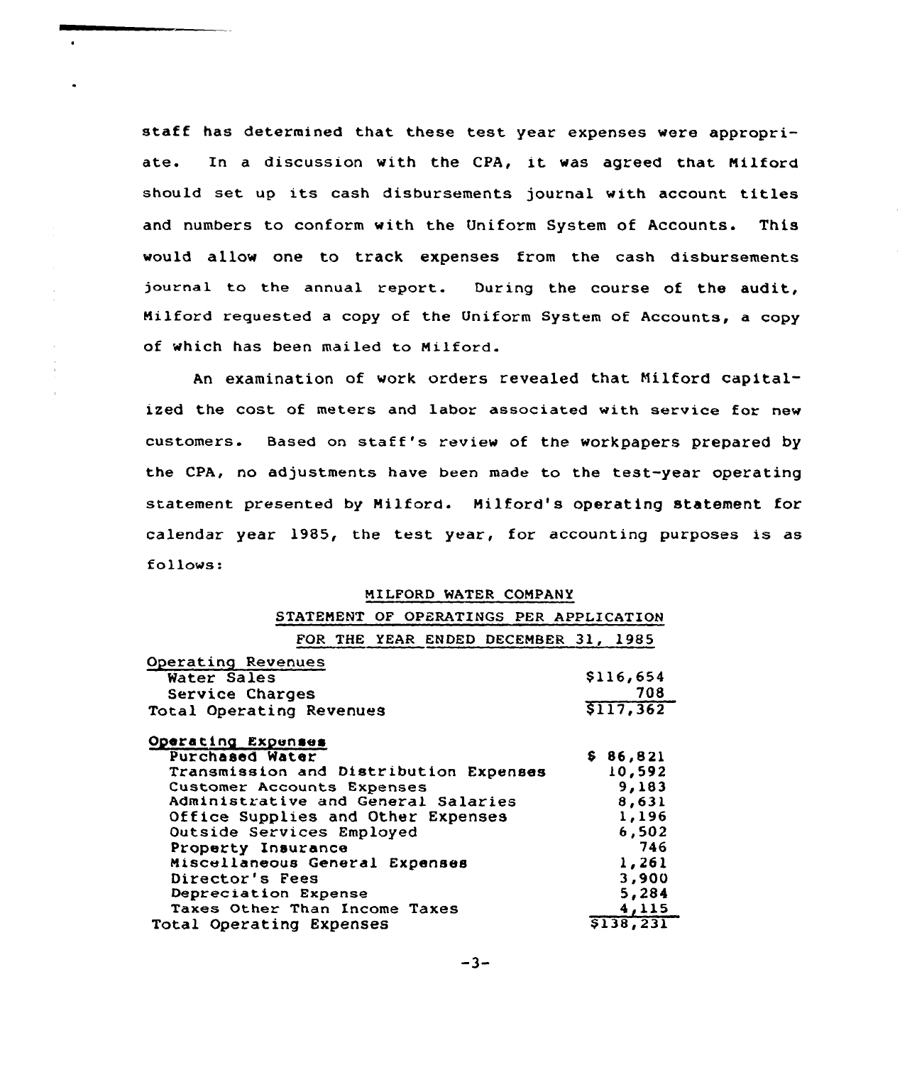staff has determined that these test year expenses were appropriate. In a discussion with the CPA, it was agreed that Milford should set up its cash disbursements journal with account titles and numbers to conform with the Uniform System of Accounts. This would allow one to track expenses from the cash disbursements journal to the annual report. During the course of the audit, Milford requested a copy of the Uniform System of Accounts, a copy of which has been mailed to Milford.

An examination of work orders revealed that Milford capitalized the cost of meters and labor associated with service for new customers. Based on staff's review of the workpapers prepared by the CPA, no adjustments have been made to the test-year operating statement presented by Milford. Milford's operating statement for calendar year 1985, the test year, for accounting purposes is as follows:

MILFORD WATER COMPANY

STATEMENT OF OPERATINGS PER APPLICATION

FOR THE YEAR ENDED DECEMBER 31, 1985

| | |
|---|---|
| Operating Revenues | |
| Water Sales | $116,654 |
| Service Charges | 708 |
| Total Operating Revenues | $117,362 |
| | |
| Operating Expenses | |
| Purchased Water | $ 86,821 |
| Transmission and Distribution Expenses | 10,592 |
| Customer Accounts Expenses | 9,183 |
| Administrative and General Salaries | 8,631 |
| Office Supplies and Other Expenses | 1,196 |
| Outside Services Employed | 6,502 |
| Property Insurance | 746 |
| Miscellaneous General Expenses | 1,261 |
| Director's Fees | 3,900 |
| Depreciation Expense | 5,284 |
| Taxes Other Than Income Taxes | 4,115 |
| Total Operating Expenses | $138,231 |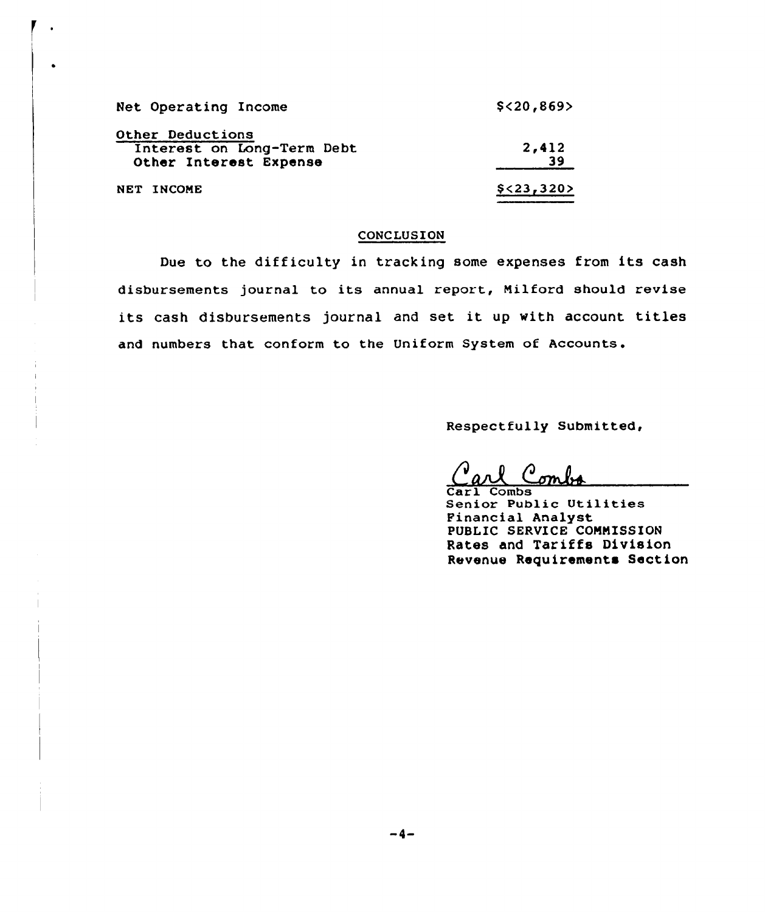| | |
|---|---|
| Net Operating Income | $<20,869> |
| Other Deductions | |
| Interest on Long-Term Debt | 2,412 |
| Other Interest Expense | 39 |
| NET INCOME | $<23,320> |

## CONCLUSION

Due to the difficulty in tracking some expenses from its cash disbursements journal to its annual report, Milford should revise its cash disbursements journal and set it up with account titles and numbers that conform to the Uniform System of Accounts.

Respectfully Submitted,

Carl Combs

Carl Combs
Senior Public Utilities
Financial Analyst
PUBLIC SERVICE COMMISSION
Rates and Tariffs Division
Revenue Requirements Section